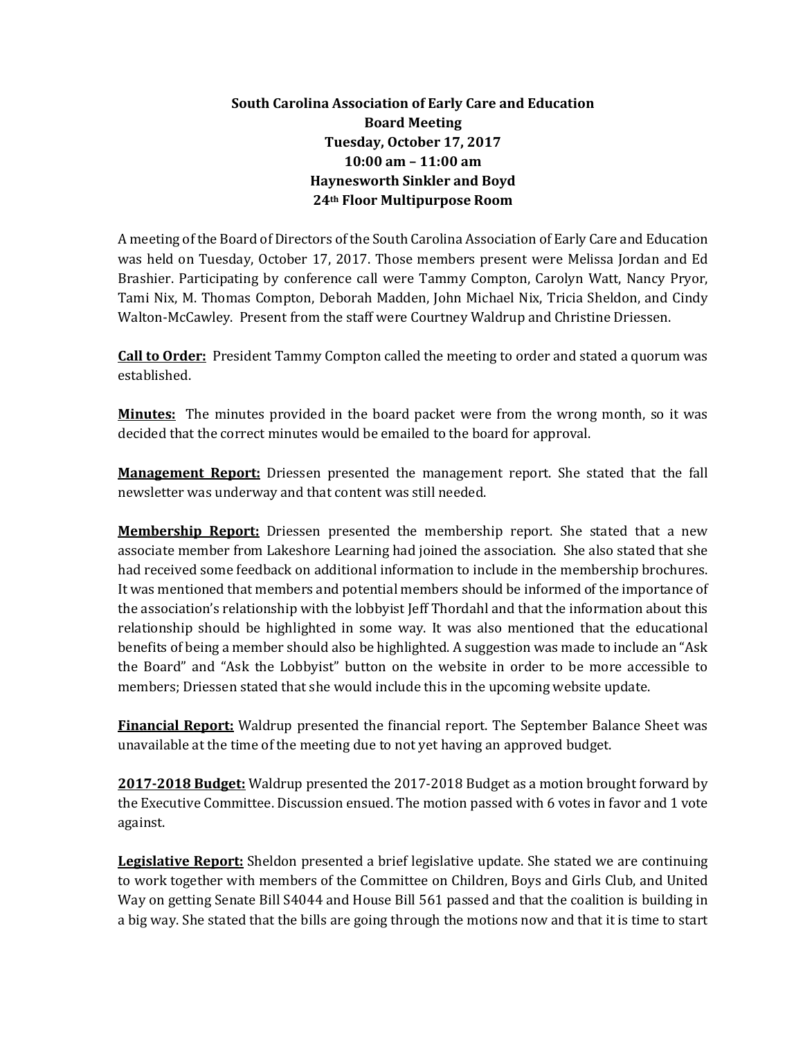**South Carolina Association of Early Care and Education**
**Board Meeting**
**Tuesday, October 17, 2017**
**10:00 am – 11:00 am**
**Haynesworth Sinkler and Boyd**
**24th Floor Multipurpose Room**

A meeting of the Board of Directors of the South Carolina Association of Early Care and Education was held on Tuesday, October 17, 2017. Those members present were Melissa Jordan and Ed Brashier. Participating by conference call were Tammy Compton, Carolyn Watt, Nancy Pryor, Tami Nix, M. Thomas Compton, Deborah Madden, John Michael Nix, Tricia Sheldon, and Cindy Walton-McCawley. Present from the staff were Courtney Waldrup and Christine Driessen.

**Call to Order:** President Tammy Compton called the meeting to order and stated a quorum was established.

**Minutes:** The minutes provided in the board packet were from the wrong month, so it was decided that the correct minutes would be emailed to the board for approval.

**Management Report:** Driessen presented the management report. She stated that the fall newsletter was underway and that content was still needed.

**Membership Report:** Driessen presented the membership report. She stated that a new associate member from Lakeshore Learning had joined the association. She also stated that she had received some feedback on additional information to include in the membership brochures. It was mentioned that members and potential members should be informed of the importance of the association's relationship with the lobbyist Jeff Thordahl and that the information about this relationship should be highlighted in some way. It was also mentioned that the educational benefits of being a member should also be highlighted. A suggestion was made to include an "Ask the Board" and "Ask the Lobbyist" button on the website in order to be more accessible to members; Driessen stated that she would include this in the upcoming website update.

**Financial Report:** Waldrup presented the financial report. The September Balance Sheet was unavailable at the time of the meeting due to not yet having an approved budget.

**2017-2018 Budget:** Waldrup presented the 2017-2018 Budget as a motion brought forward by the Executive Committee. Discussion ensued. The motion passed with 6 votes in favor and 1 vote against.

**Legislative Report:** Sheldon presented a brief legislative update. She stated we are continuing to work together with members of the Committee on Children, Boys and Girls Club, and United Way on getting Senate Bill S4044 and House Bill 561 passed and that the coalition is building in a big way. She stated that the bills are going through the motions now and that it is time to start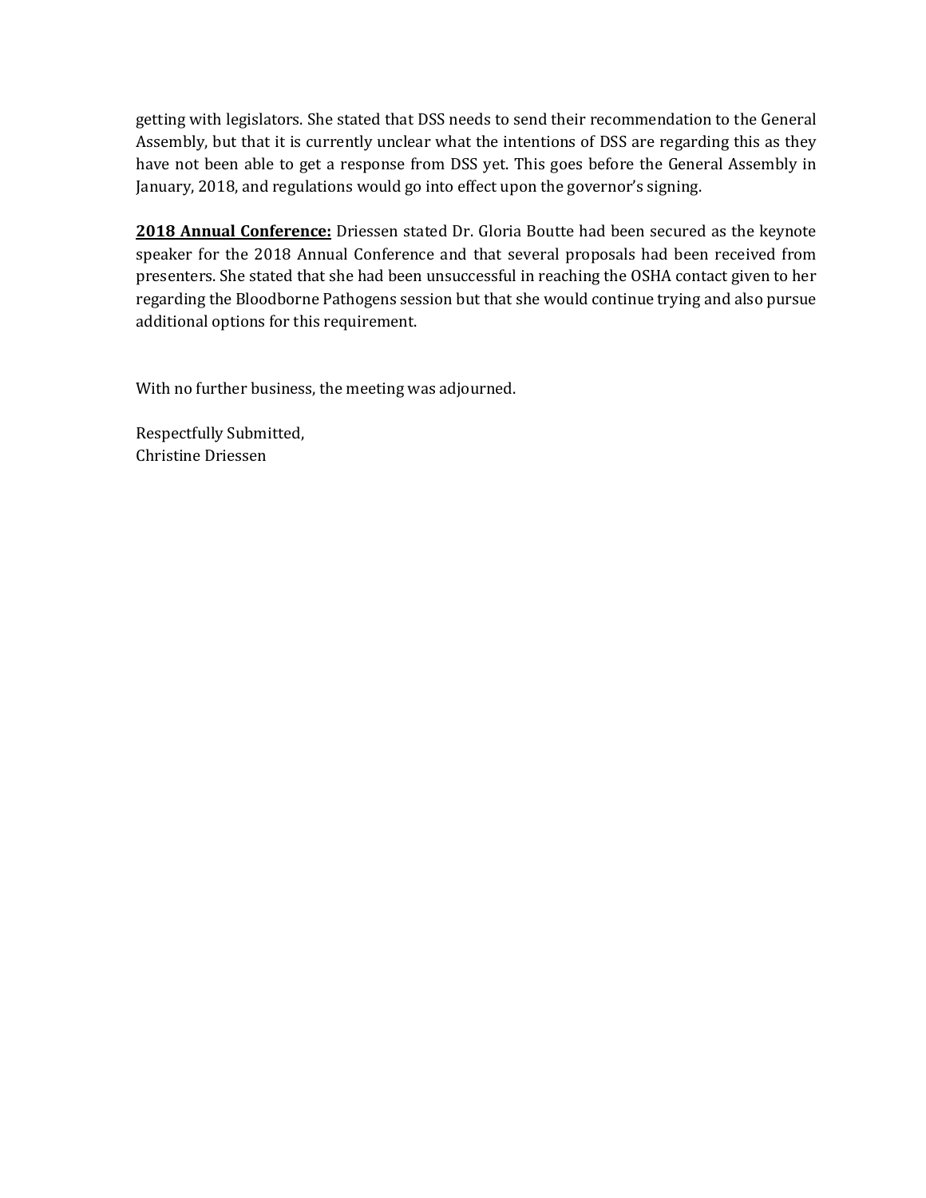getting with legislators. She stated that DSS needs to send their recommendation to the General Assembly, but that it is currently unclear what the intentions of DSS are regarding this as they have not been able to get a response from DSS yet. This goes before the General Assembly in January, 2018, and regulations would go into effect upon the governor's signing.

**2018 Annual Conference:** Driessen stated Dr. Gloria Boutte had been secured as the keynote speaker for the 2018 Annual Conference and that several proposals had been received from presenters. She stated that she had been unsuccessful in reaching the OSHA contact given to her regarding the Bloodborne Pathogens session but that she would continue trying and also pursue additional options for this requirement.

With no further business, the meeting was adjourned.

Respectfully Submitted,
Christine Driessen